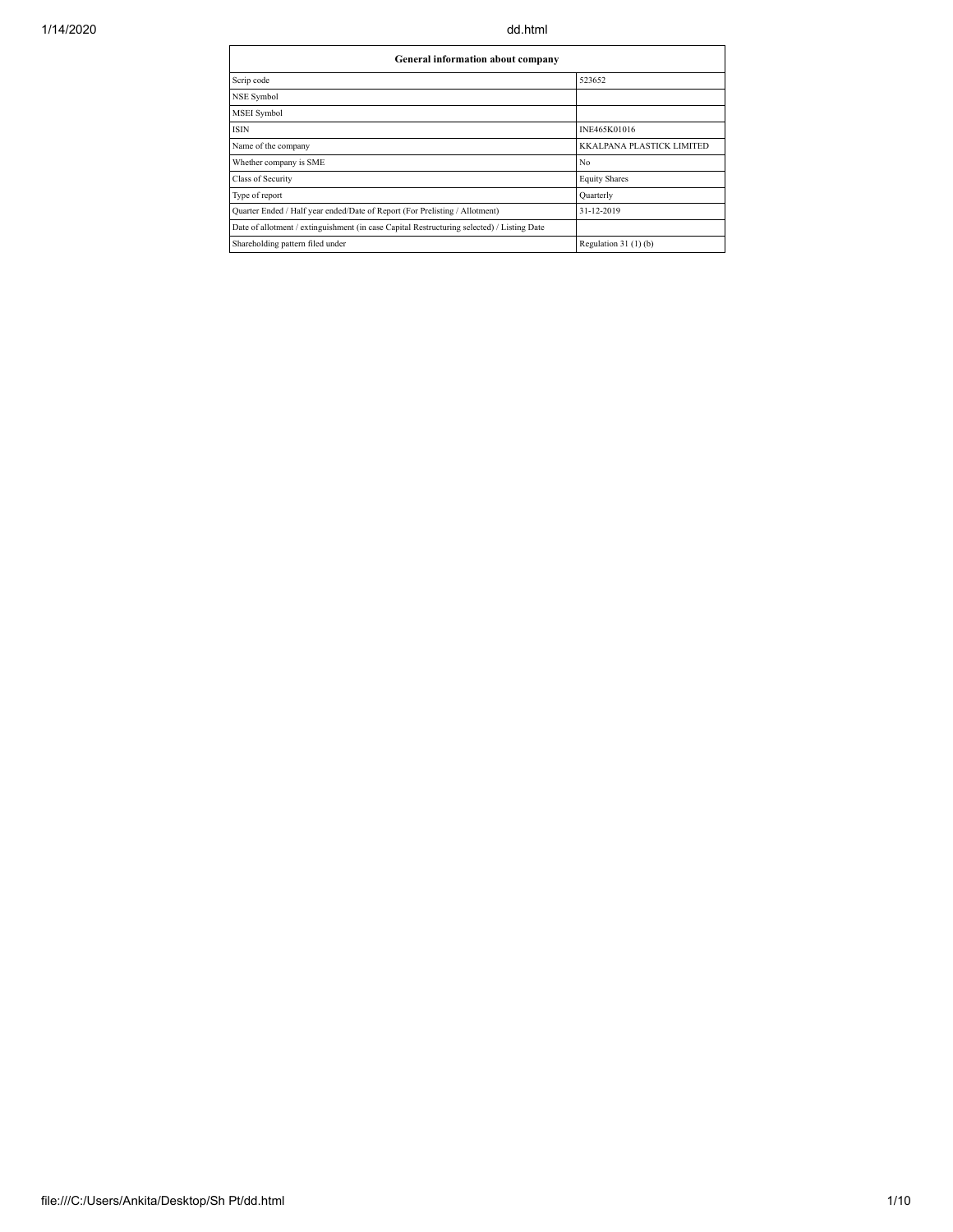| General information about company | |
|---|---|
| Scrip code | 523652 |
| NSE Symbol | |
| MSEI Symbol | |
| ISIN | INE465K01016 |
| Name of the company | KKALPANA PLASTICK LIMITED |
| Whether company is SME | No |
| Class of Security | Equity Shares |
| Type of report | Quarterly |
| Quarter Ended / Half year ended/Date of Report (For Prelisting / Allotment) | 31-12-2019 |
| Date of allotment / extinguishment (in case Capital Restructuring selected) / Listing Date | |
| Shareholding pattern filed under | Regulation 31 (1) (b) |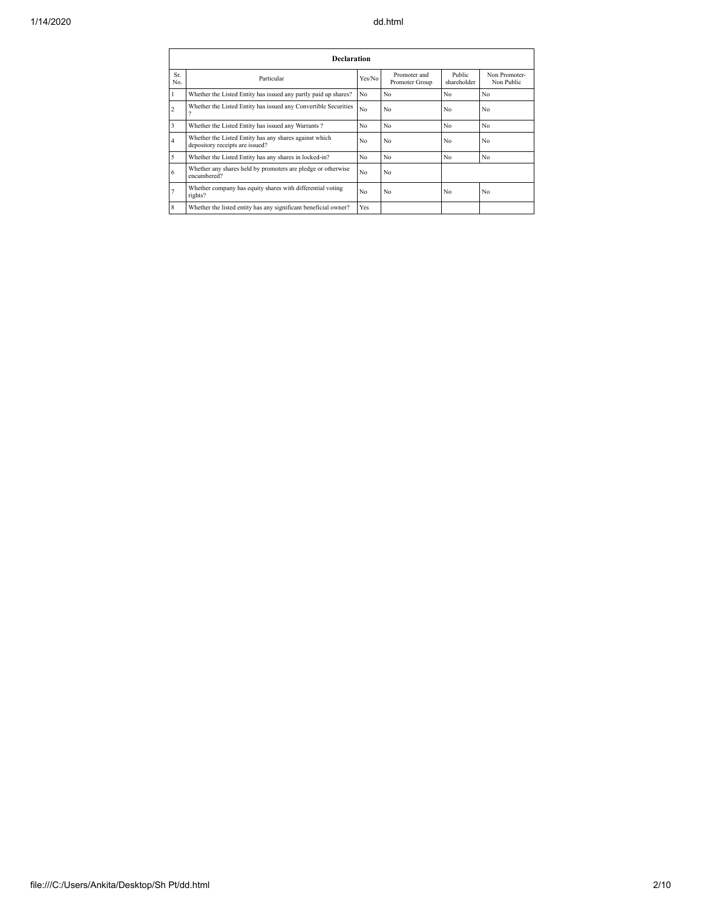| Declaration | | | | | |
|---|---|---|---|---|---|
| Sr. No. | Particular | Yes/No | Promoter and Promoter Group | Public shareholder | Non Promoter- Non Public |
| 1 | Whether the Listed Entity has issued any partly paid up shares? | No | No | No | No |
| 2 | Whether the Listed Entity has issued any Convertible Securities ? | No | No | No | No |
| 3 | Whether the Listed Entity has issued any Warrants ? | No | No | No | No |
| 4 | Whether the Listed Entity has any shares against which depository receipts are issued? | No | No | No | No |
| 5 | Whether the Listed Entity has any shares in locked-in? | No | No | No | No |
| 6 | Whether any shares held by promoters are pledge or otherwise encumbered? | No | No | | |
| 7 | Whether company has equity shares with differential voting rights? | No | No | No | No |
| 8 | Whether the listed entity has any significant beneficial owner? | Yes | | | |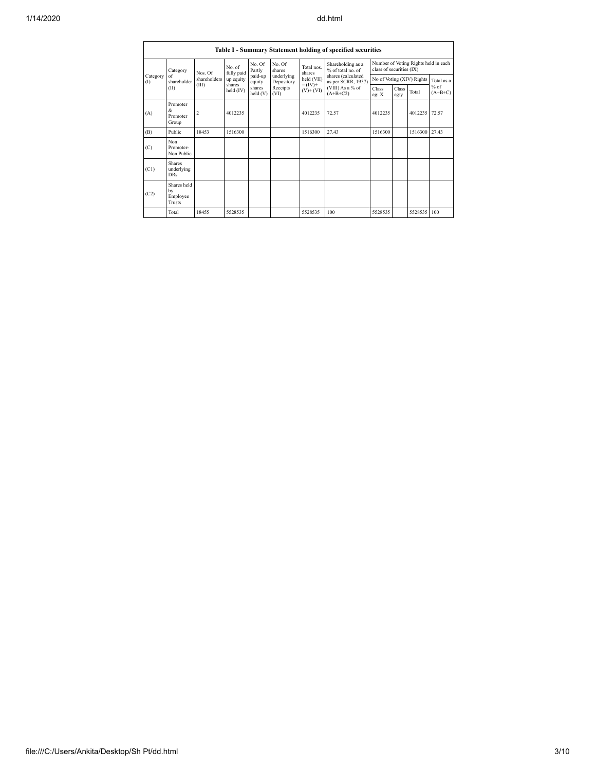| Table I - Summary Statement holding of specified securities | | | | | | | | | | | | |
|---|---|---|---|---|---|---|---|---|---|---|---|---|
| Category (I) | Category of shareholder (II) | Nos. Of shareholders (III) | No. of fully paid up equity shares held (IV) | No. Of Partly paid-up equity shares held (V) | No. Of shares underlying Depository Receipts (VI) | Total nos. shares held (VII) = (IV)+ (V)+ (VI) | Shareholding as a % of total no. of shares (calculated as per SCRR, 1957) (VIII) As a % of (A+B+C2) | Number of Voting Rights held in each class of securities (IX) | | | |
| | | | | | | | | No of Voting (XIV) Rights | | | Total as a % of (A+B+C) |
| | | | | | | | | Class eg: X | Class eg:y | Total | |
| (A) | Promoter & Promoter Group | 2 | 4012235 | | | 4012235 | 72.57 | 4012235 | | 4012235 | 72.57 |
| (B) | Public | 18453 | 1516300 | | | 1516300 | 27.43 | 1516300 | | 1516300 | 27.43 |
| (C) | Non Promoter- Non Public | | | | | | | | | | |
| (C1) | Shares underlying DRs | | | | | | | | | | |
| (C2) | Shares held by Employee Trusts | | | | | | | | | | |
| | Total | 18455 | 5528535 | | | 5528535 | 100 | 5528535 | | 5528535 | 100 |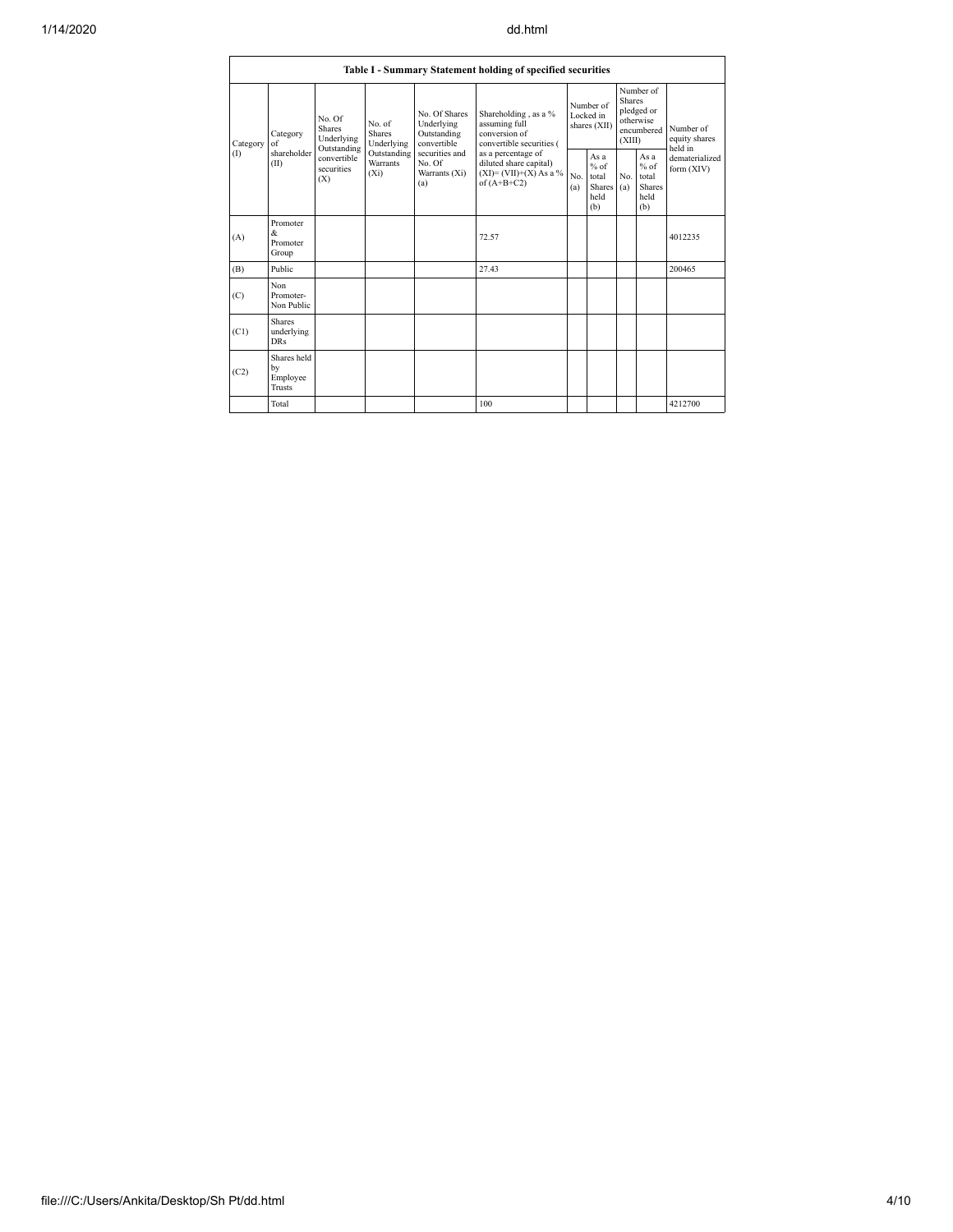| Table I - Summary Statement holding of specified securities | | | | | | | | | | | |
|---|---|---|---|---|---|---|---|---|---|---|---|
| Category (I) | Category of shareholder (II) | No. Of Shares Underlying Outstanding convertible securities (X) | No. of Shares Underlying Outstanding Warrants (Xi) | No. Of Shares Underlying Outstanding convertible securities and No. Of Warrants (Xi) (a) | Shareholding , as a % assuming full conversion of convertible securities ( as a percentage of diluted share capital) (XI)= (VII)+(X) As a % of (A+B+C2) | Number of Locked in shares (XII) | | Number of Shares pledged or otherwise encumbered (XIII) | | Number of equity shares held in dematerialized form (XIV) |
| | | | | | | No. (a) | As a % of total Shares held (b) | No. (a) | As a % of total Shares held (b) | |
| (A) | Promoter & Promoter Group | | | | 72.57 | | | | | 4012235 |
| (B) | Public | | | | 27.43 | | | | | 200465 |
| (C) | Non Promoter- Non Public | | | | | | | | | |
| (C1) | Shares underlying DRs | | | | | | | | | |
| (C2) | Shares held by Employee Trusts | | | | | | | | | |
| | Total | | | | 100 | | | | | 4212700 |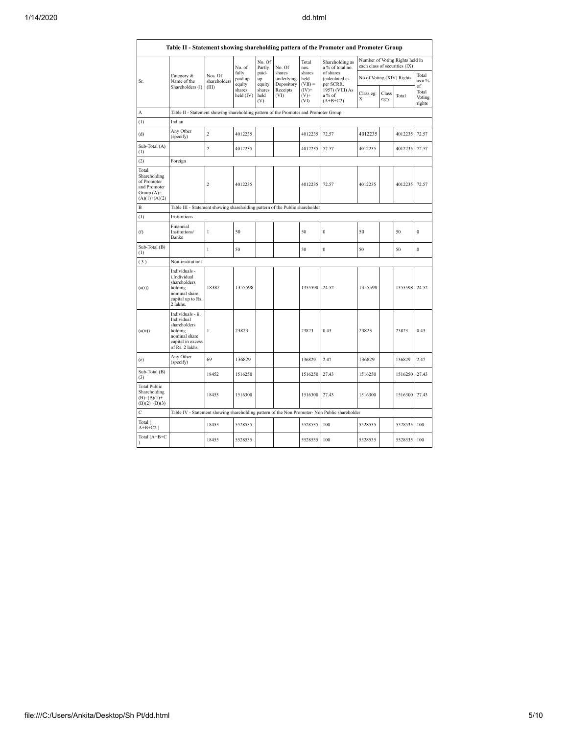| Table II - Statement showing shareholding pattern of the Promoter and Promoter Group | | | | | | | | | | | | |
|---|---|---|---|---|---|---|---|---|---|---|---|---|
| Sr. | Category & Name of the Shareholders (I) | Nos. Of shareholders (III) | No. of fully paid up equity shares held (IV) | No. Of Partly paid-up equity shares held (V) | No. Of shares underlying Depository Receipts (VI) | Total nos. shares held (VII) = (IV)+(V)+ (VI) | Shareholding as a % of total no. of shares (calculated as per SCRR, 1957) (VIII) As a % of (A+B+C2) | Number of Voting Rights held in each class of securities (IX) | | | |
| | | | | | | | | No of Voting (XIV) Rights | | | Total as a % of Total Voting rights |
| | | | | | | | | Class eg: X | Class eg:y | Total | |
| A | Table II - Statement showing shareholding pattern of the Promoter and Promoter Group | | | | | | | | | | |
| (1) | Indian | | | | | | | | | | |
| (d) | Any Other (specify) | 2 | 4012235 | | | 4012235 | 72.57 | 4012235 | | 4012235 | 72.57 |
| Sub-Total (A)(1) | | 2 | 4012235 | | | 4012235 | 72.57 | 4012235 | | 4012235 | 72.57 |
| (2) | Foreign | | | | | | | | | | |
| Total Shareholding of Promoter and Promoter Group (A)=(A)(1)+(A)(2) | | 2 | 4012235 | | | 4012235 | 72.57 | 4012235 | | 4012235 | 72.57 |
| B | Table III - Statement showing shareholding pattern of the Public shareholder | | | | | | | | | | |
| (1) | Institutions | | | | | | | | | | |
| (f) | Financial Institutions/ Banks | 1 | 50 | | | 50 | 0 | 50 | | 50 | 0 |
| Sub-Total (B)(1) | | 1 | 50 | | | 50 | 0 | 50 | | 50 | 0 |
| (3) | Non-institutions | | | | | | | | | | |
| (a(i)) | Individuals - i.Individual shareholders holding nominal share capital up to Rs. 2 lakhs. | 18382 | 1355598 | | | 1355598 | 24.52 | 1355598 | | 1355598 | 24.52 |
| (a(ii)) | Individuals - ii. Individual shareholders holding nominal share capital in excess of Rs. 2 lakhs. | 1 | 23823 | | | 23823 | 0.43 | 23823 | | 23823 | 0.43 |
| (e) | Any Other (specify) | 69 | 136829 | | | 136829 | 2.47 | 136829 | | 136829 | 2.47 |
| Sub-Total (B)(3) | | 18452 | 1516250 | | | 1516250 | 27.43 | 1516250 | | 1516250 | 27.43 |
| Total Public Shareholding (B)=(B)(1)+(B)(2)+(B)(3) | | 18453 | 1516300 | | | 1516300 | 27.43 | 1516300 | | 1516300 | 27.43 |
| C | Table IV - Statement showing shareholding pattern of the Non Promoter- Non Public shareholder | | | | | | | | | | |
| Total ( A+B+C2 ) | | 18455 | 5528535 | | | 5528535 | 100 | 5528535 | | 5528535 | 100 |
| Total (A+B+C ) | | 18455 | 5528535 | | | 5528535 | 100 | 5528535 | | 5528535 | 100 |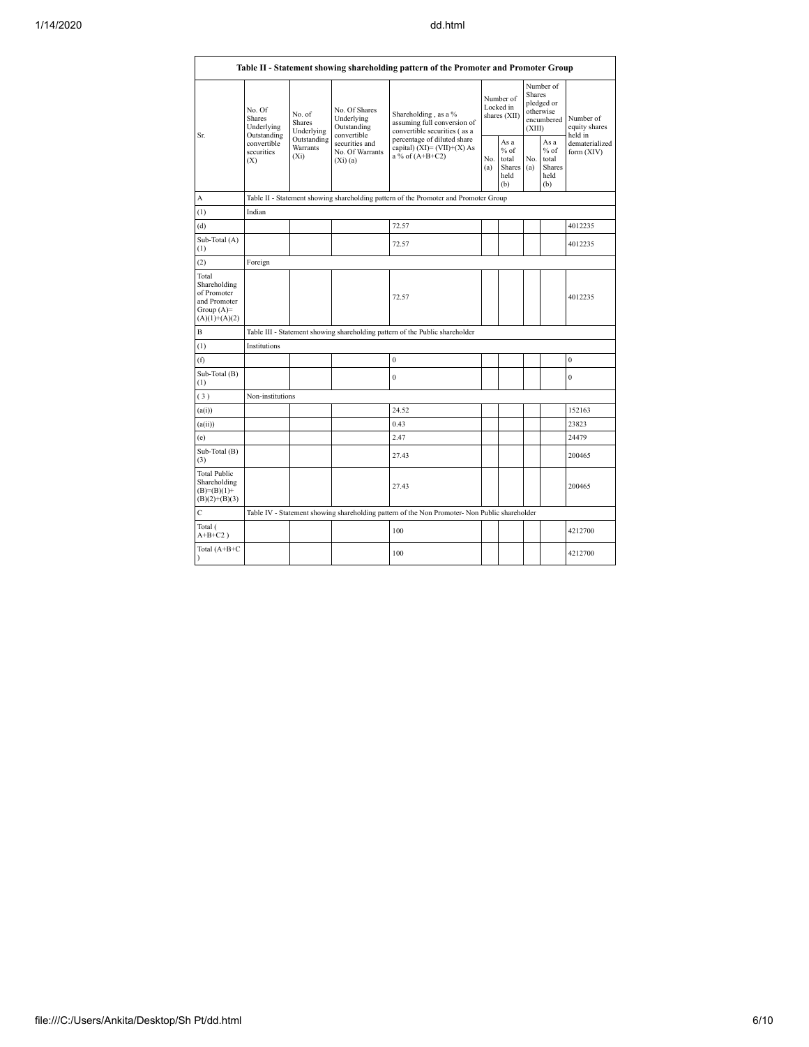| Table II - Statement showing shareholding pattern of the Promoter and Promoter Group | | | | | | | | | |
|---|---|---|---|---|---|---|---|---|---|
| Sr. | No. Of Shares Underlying Outstanding convertible securities (X) | No. of Shares Underlying Outstanding Warrants (Xi) | No. Of Shares Underlying Outstanding convertible securities and No. Of Warrants (Xi) (a) | Shareholding , as a % assuming full conversion of convertible securities ( as a percentage of diluted share capital) (XI)= (VII)+(X) As a % of (A+B+C2) | Number of Locked in shares (XII) | | Number of Shares pledged or otherwise encumbered (XIII) | | Number of equity shares held in dematerialized form (XIV) |
| | | | | | No. (a) | As a % of total Shares held (b) | No. (a) | As a % of total Shares held (b) | |
| A | Table II - Statement showing shareholding pattern of the Promoter and Promoter Group | | | | | | | | |
| (1) | Indian | | | | | | | | |
| (d) | | | | 72.57 | | | | | 4012235 |
| Sub-Total (A) (1) | | | | 72.57 | | | | | 4012235 |
| (2) | Foreign | | | | | | | | |
| Total Shareholding of Promoter and Promoter Group (A)= (A)(1)+(A)(2) | | | | 72.57 | | | | | 4012235 |
| B | Table III - Statement showing shareholding pattern of the Public shareholder | | | | | | | | |
| (1) | Institutions | | | | | | | | |
| (f) | | | | 0 | | | | | 0 |
| Sub-Total (B) (1) | | | | 0 | | | | | 0 |
| (3) | Non-institutions | | | | | | | | |
| (a(i)) | | | | 24.52 | | | | | 152163 |
| (a(ii)) | | | | 0.43 | | | | | 23823 |
| (e) | | | | 2.47 | | | | | 24479 |
| Sub-Total (B) (3) | | | | 27.43 | | | | | 200465 |
| Total Public Shareholding (B)=(B)(1)+(B)(2)+(B)(3) | | | | 27.43 | | | | | 200465 |
| C | Table IV - Statement showing shareholding pattern of the Non Promoter- Non Public shareholder | | | | | | | | |
| Total ( A+B+C2 ) | | | | 100 | | | | | 4212700 |
| Total (A+B+C ) | | | | 100 | | | | | 4212700 |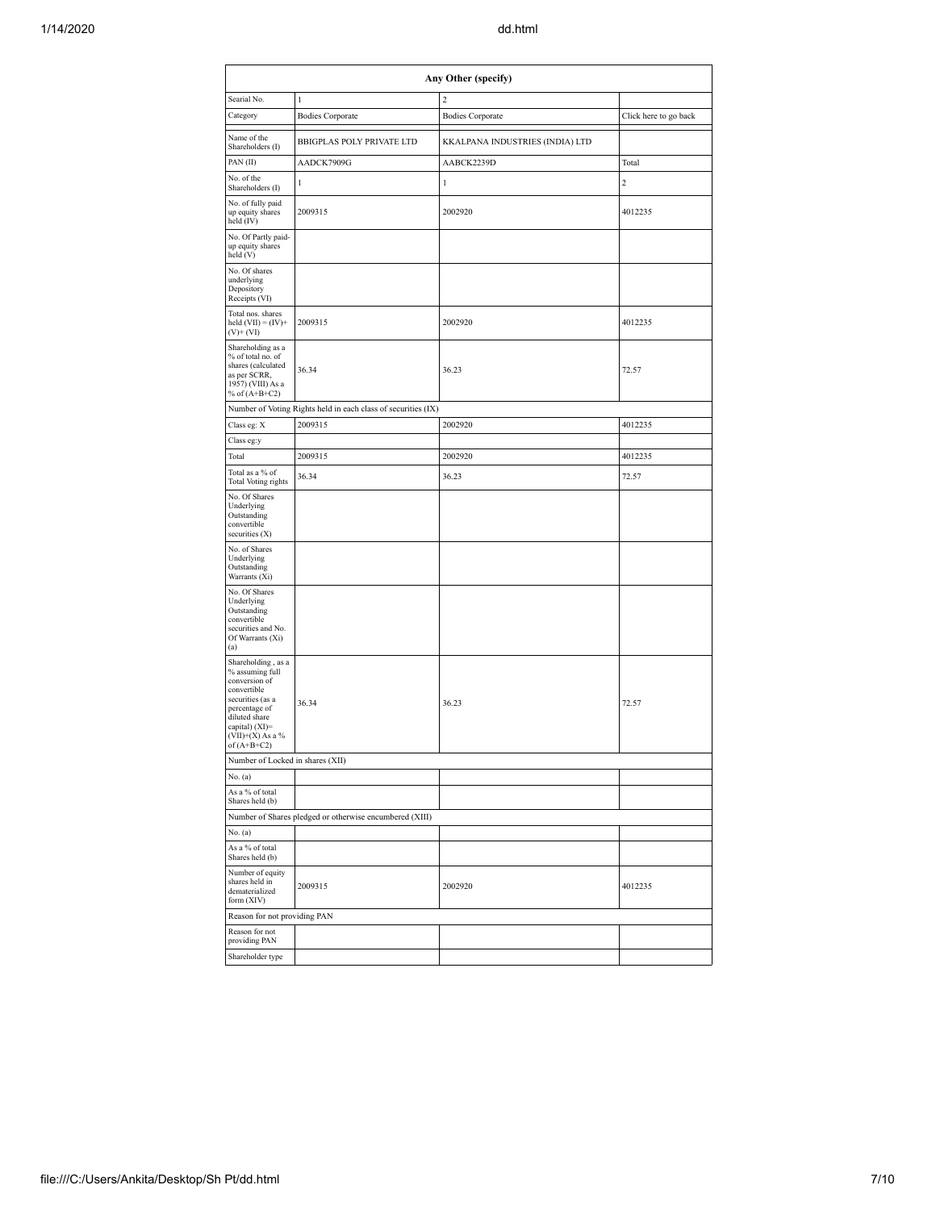| Any Other (specify) | | | |
|---|---|---|---|
| Searial No. | 1 | 2 | |
| Category | Bodies Corporate | Bodies Corporate | Click here to go back |
| Name of the Shareholders (I) | BBIGPLAS POLY PRIVATE LTD | KKALPANA INDUSTRIES (INDIA) LTD | |
| PAN (II) | AADCK7909G | AABCK2239D | Total |
| No. of the Shareholders (I) | 1 | 1 | 2 |
| No. of fully paid up equity shares held (IV) | 2009315 | 2002920 | 4012235 |
| No. Of Partly paid-up equity shares held (V) | | | |
| No. Of shares underlying Depository Receipts (VI) | | | |
| Total nos. shares held (VII) = (IV)+ (V)+ (VI) | 2009315 | 2002920 | 4012235 |
| Shareholding as a % of total no. of shares (calculated as per SCRR, 1957) (VIII) As a % of (A+B+C2) | 36.34 | 36.23 | 72.57 |
| Number of Voting Rights held in each class of securities (IX) | | | |
| Class eg: X | 2009315 | 2002920 | 4012235 |
| Class eg:y | | | |
| Total | 2009315 | 2002920 | 4012235 |
| Total as a % of Total Voting rights | 36.34 | 36.23 | 72.57 |
| No. Of Shares Underlying Outstanding convertible securities (X) | | | |
| No. of Shares Underlying Outstanding Warrants (Xi) | | | |
| No. Of Shares Underlying Outstanding convertible securities and No. Of Warrants (Xi) (a) | | | |
| Shareholding , as a % assuming full conversion of convertible securities (as a percentage of diluted share capital) (XI)= (VII)+(X) As a % of (A+B+C2) | 36.34 | 36.23 | 72.57 |
| Number of Locked in shares (XII) | | | |
| No. (a) | | | |
| As a % of total Shares held (b) | | | |
| Number of Shares pledged or otherwise encumbered (XIII) | | | |
| No. (a) | | | |
| As a % of total Shares held (b) | | | |
| Number of equity shares held in dematerialized form (XIV) | 2009315 | 2002920 | 4012235 |
| Reason for not providing PAN | | | |
| Reason for not providing PAN | | | |
| Shareholder type | | | |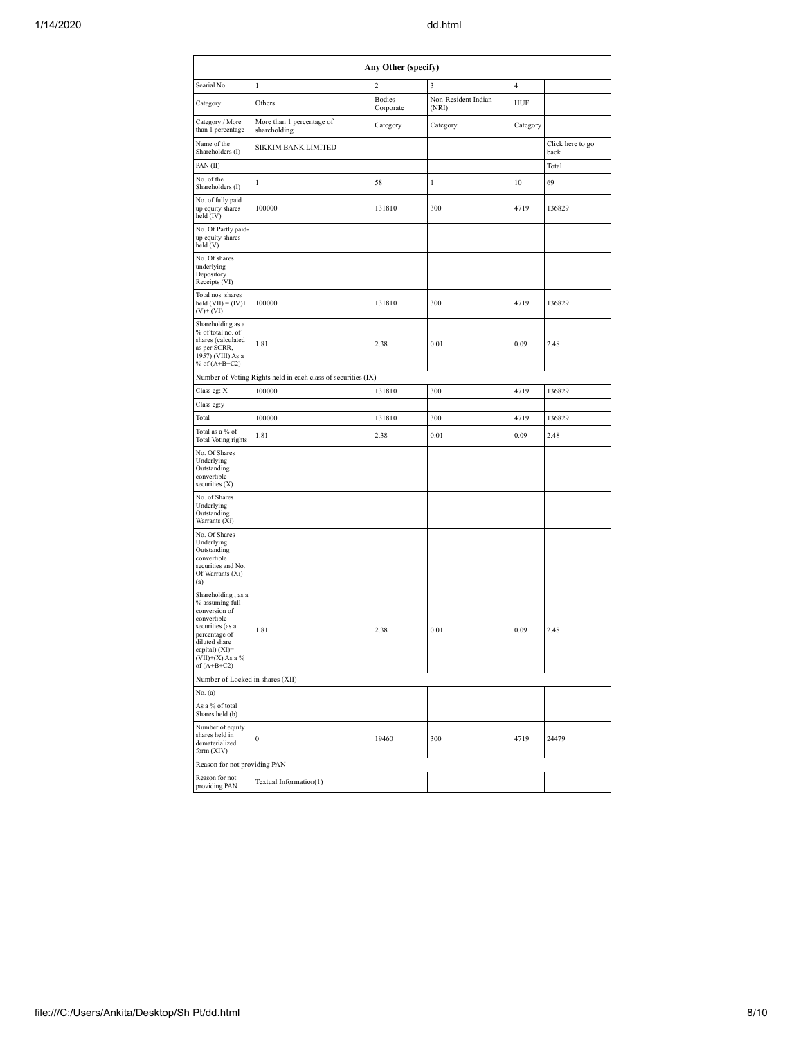| Any Other (specify) | | | | | |
|---|---|---|---|---|---|
| Searial No. | 1 | 2 | 3 | 4 | |
| Category | Others | Bodies Corporate | Non-Resident Indian (NRI) | HUF | |
| Category / More than 1 percentage | More than 1 percentage of shareholding | Category | Category | Category | |
| Name of the Shareholders (I) | SIKKIM BANK LIMITED | | | | Click here to go back |
| PAN (II) | | | | | Total |
| No. of the Shareholders (I) | 1 | 58 | 1 | 10 | 69 |
| No. of fully paid up equity shares held (IV) | 100000 | 131810 | 300 | 4719 | 136829 |
| No. Of Partly paid-up equity shares held (V) | | | | | |
| No. Of shares underlying Depository Receipts (VI) | | | | | |
| Total nos. shares held (VII) = (IV)+ (V)+ (VI) | 100000 | 131810 | 300 | 4719 | 136829 |
| Shareholding as a % of total no. of shares (calculated as per SCRR, 1957) (VIII) As a % of (A+B+C2) | 1.81 | 2.38 | 0.01 | 0.09 | 2.48 |
| Number of Voting Rights held in each class of securities (IX) | | | | | |
| Class eg: X | 100000 | 131810 | 300 | 4719 | 136829 |
| Class eg:y | | | | | |
| Total | 100000 | 131810 | 300 | 4719 | 136829 |
| Total as a % of Total Voting rights | 1.81 | 2.38 | 0.01 | 0.09 | 2.48 |
| No. Of Shares Underlying Outstanding convertible securities (X) | | | | | |
| No. of Shares Underlying Outstanding Warrants (Xi) | | | | | |
| No. Of Shares Underlying Outstanding convertible securities and No. Of Warrants (Xi) (a) | | | | | |
| Shareholding , as a % assuming full conversion of convertible securities (as a percentage of diluted share capital) (XI)= (VII)+(X) As a % of (A+B+C2) | 1.81 | 2.38 | 0.01 | 0.09 | 2.48 |
| Number of Locked in shares (XII) | | | | | |
| No. (a) | | | | | |
| As a % of total Shares held (b) | | | | | |
| Number of equity shares held in dematerialized form (XIV) | 0 | 19460 | 300 | 4719 | 24479 |
| Reason for not providing PAN | | | | | |
| Reason for not providing PAN | Textual Information(1) | | | | |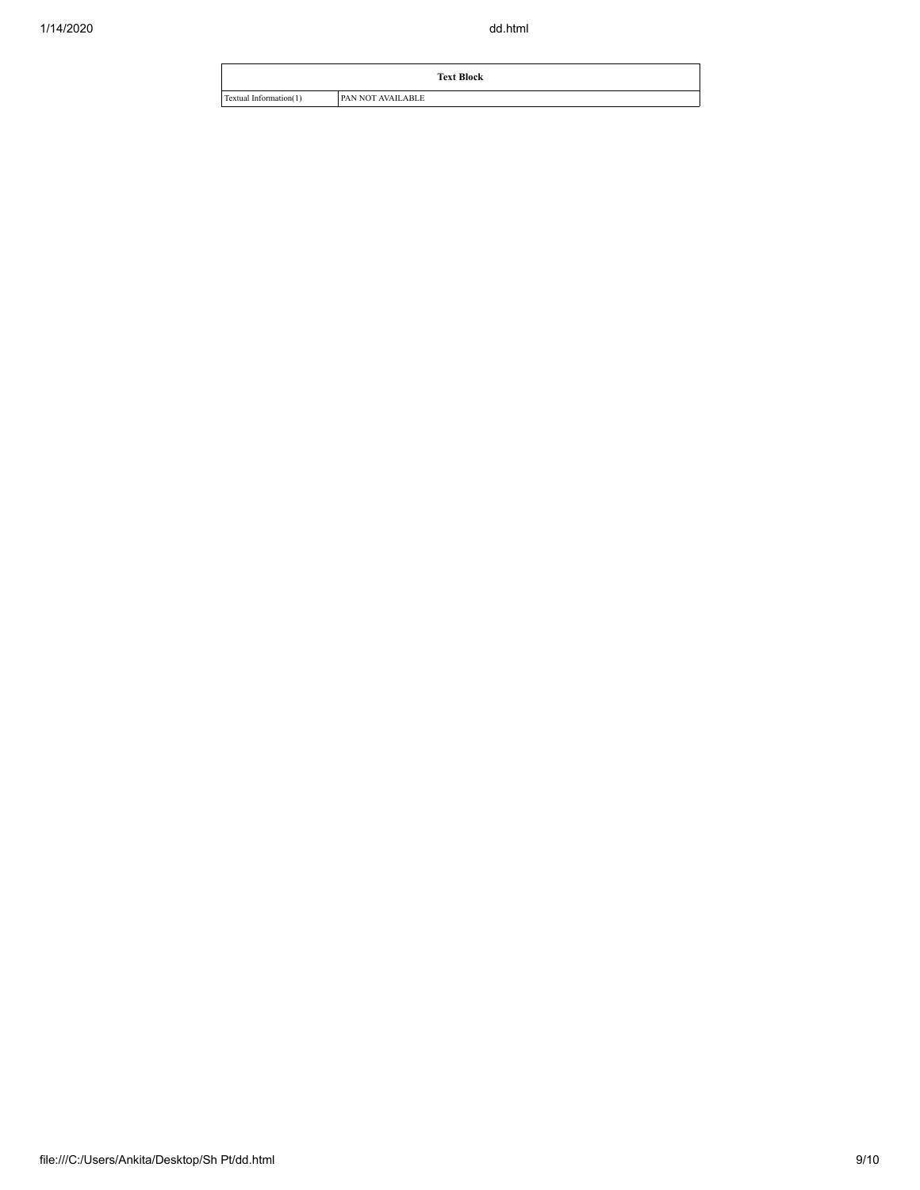| Text Block | |
| --- | --- |
| Textual Information(1) | PAN NOT AVAILABLE |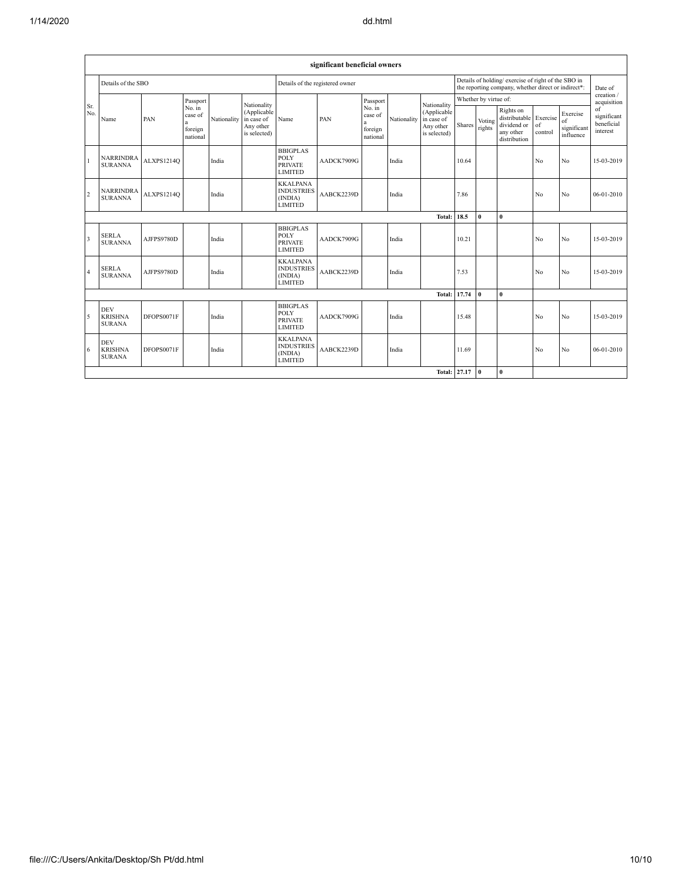| significant beneficial owners | | | | | | | | | | | | | | | | | |
|---|---|---|---|---|---|---|---|---|---|---|---|---|---|---|---|---|---|
| Sr. No. | Details of the SBO | | | | | Details of the registered owner | | | | | Details of holding/ exercise of right of the SBO in the reporting company, whether direct or indirect*: | | | | | Date of creation / acquisition of significant beneficial interest |
| | | | | | | | | | | | Whether by virtue of: | | | | | |
| | Name | PAN | Passport No. in case of a foreign national | Nationality | Nationality (Applicable in case of Any other is selected) | Name | PAN | Passport No. in case of a foreign national | Nationality | Nationality (Applicable in case of Any other is selected) | Shares | Voting rights | Rights on distributable dividend or any other distribution | Exercise of control | Exercise of significant influence | |
| 1 | NARRINDRA SURANNA | ALXPS1214Q | | India | | BBIGPLAS POLY PRIVATE LIMITED | AADCK7909G | | India | | 10.64 | | | No | No | 15-03-2019 |
| 2 | NARRINDRA SURANNA | ALXPS1214Q | | India | | KKALPANA INDUSTRIES (INDIA) LIMITED | AABCK2239D | | India | | 7.86 | | | No | No | 06-01-2010 |
| | | | | | | | | | | Total: | 18.5 | 0 | 0 | | | |
| 3 | SERLA SURANNA | AJFPS9780D | | India | | BBIGPLAS POLY PRIVATE LIMITED | AADCK7909G | | India | | 10.21 | | | No | No | 15-03-2019 |
| 4 | SERLA SURANNA | AJFPS9780D | | India | | KKALPANA INDUSTRIES (INDIA) LIMITED | AABCK2239D | | India | | 7.53 | | | No | No | 15-03-2019 |
| | | | | | | | | | | Total: | 17.74 | 0 | 0 | | | |
| 5 | DEV KRISHNA SURANA | DFOPS0071F | | India | | BBIGPLAS POLY PRIVATE LIMITED | AADCK7909G | | India | | 15.48 | | | No | No | 15-03-2019 |
| 6 | DEV KRISHNA SURANA | DFOPS0071F | | India | | KKALPANA INDUSTRIES (INDIA) LIMITED | AABCK2239D | | India | | 11.69 | | | No | No | 06-01-2010 |
| | | | | | | | | | | Total: | 27.17 | 0 | 0 | | | |